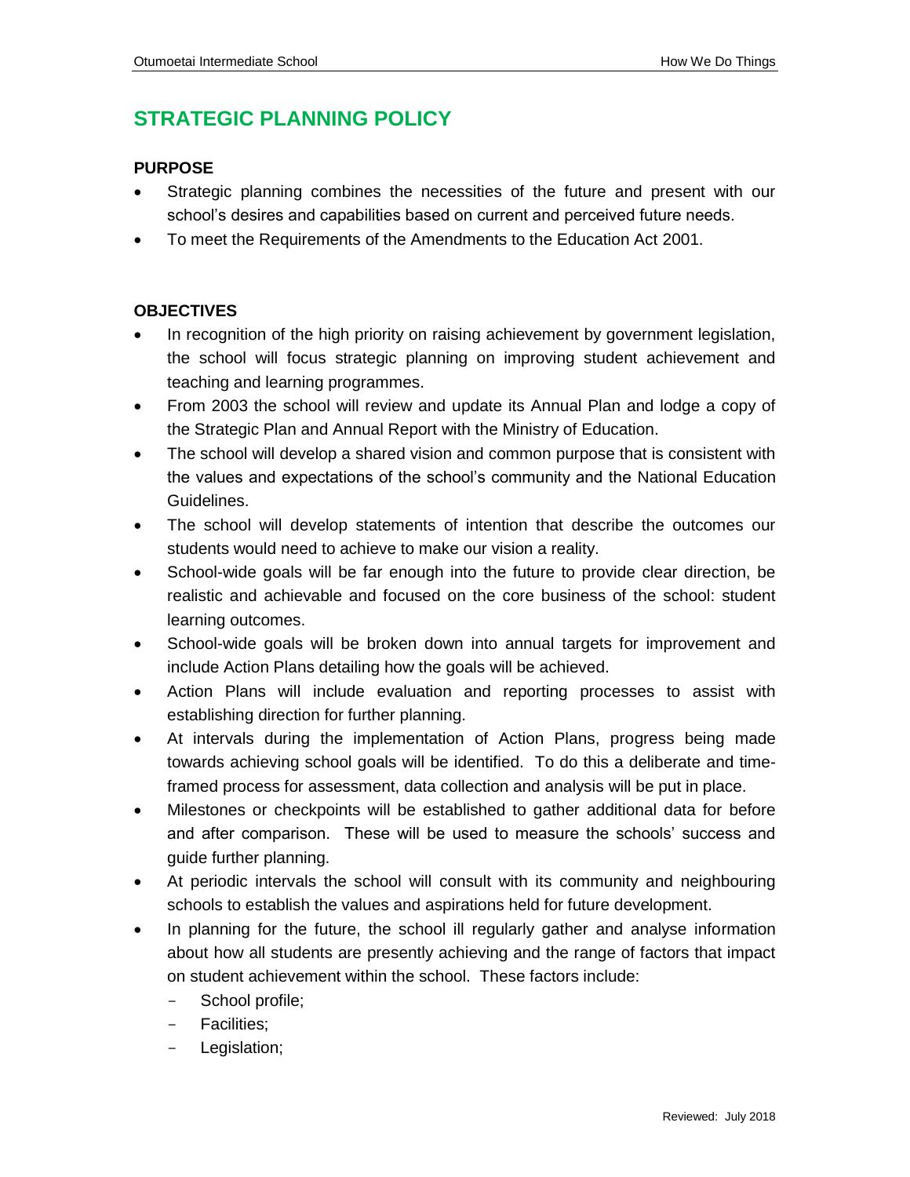# STRATEGIC PLANNING POLICY

## PURPOSE

- Strategic planning combines the necessities of the future and present with our school's desires and capabilities based on current and perceived future needs.
- To meet the Requirements of the Amendments to the Education Act 2001.

## OBJECTIVES

- In recognition of the high priority on raising achievement by government legislation, the school will focus strategic planning on improving student achievement and teaching and learning programmes.
- From 2003 the school will review and update its Annual Plan and lodge a copy of the Strategic Plan and Annual Report with the Ministry of Education.
- The school will develop a shared vision and common purpose that is consistent with the values and expectations of the school's community and the National Education Guidelines.
- The school will develop statements of intention that describe the outcomes our students would need to achieve to make our vision a reality.
- School-wide goals will be far enough into the future to provide clear direction, be realistic and achievable and focused on the core business of the school: student learning outcomes.
- School-wide goals will be broken down into annual targets for improvement and include Action Plans detailing how the goals will be achieved.
- Action Plans will include evaluation and reporting processes to assist with establishing direction for further planning.
- At intervals during the implementation of Action Plans, progress being made towards achieving school goals will be identified. To do this a deliberate and time-framed process for assessment, data collection and analysis will be put in place.
- Milestones or checkpoints will be established to gather additional data for before and after comparison. These will be used to measure the schools' success and guide further planning.
- At periodic intervals the school will consult with its community and neighbouring schools to establish the values and aspirations held for future development.
- In planning for the future, the school ill regularly gather and analyse information about how all students are presently achieving and the range of factors that impact on student achievement within the school. These factors include:
  - School profile;
  - Facilities;
  - Legislation;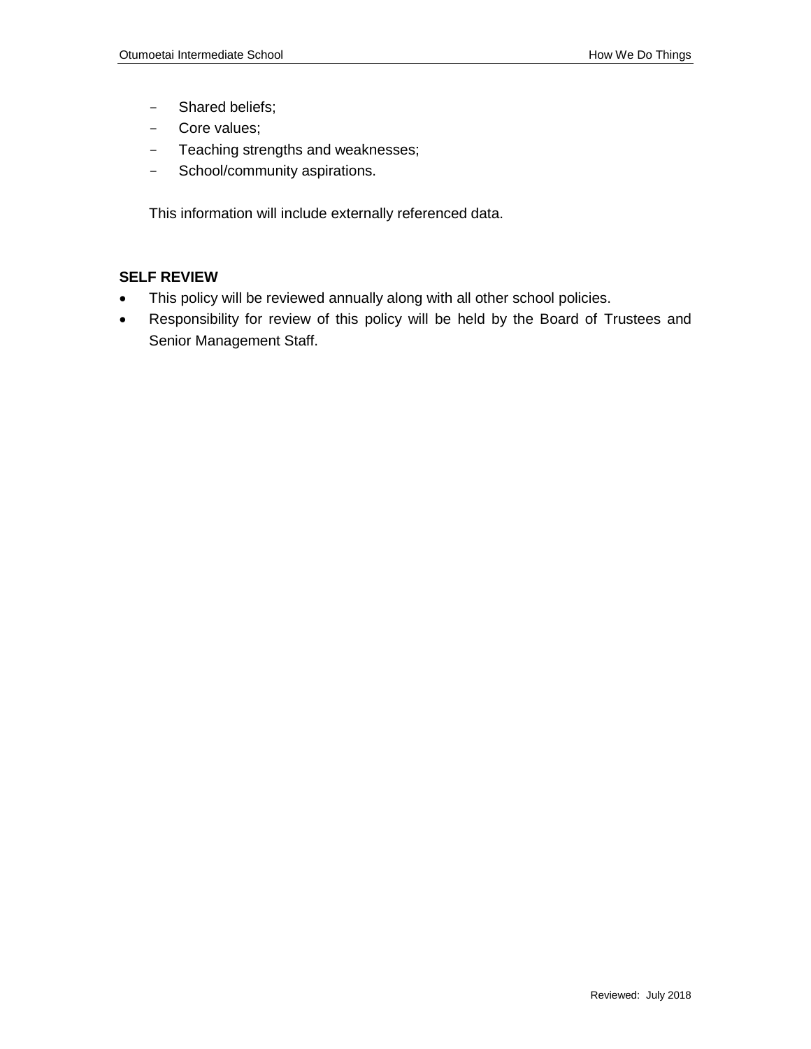- Shared beliefs;
- Core values;
- Teaching strengths and weaknesses;
- School/community aspirations.

This information will include externally referenced data.

**SELF REVIEW**

- This policy will be reviewed annually along with all other school policies.
- Responsibility for review of this policy will be held by the Board of Trustees and Senior Management Staff.

Reviewed: July 2018